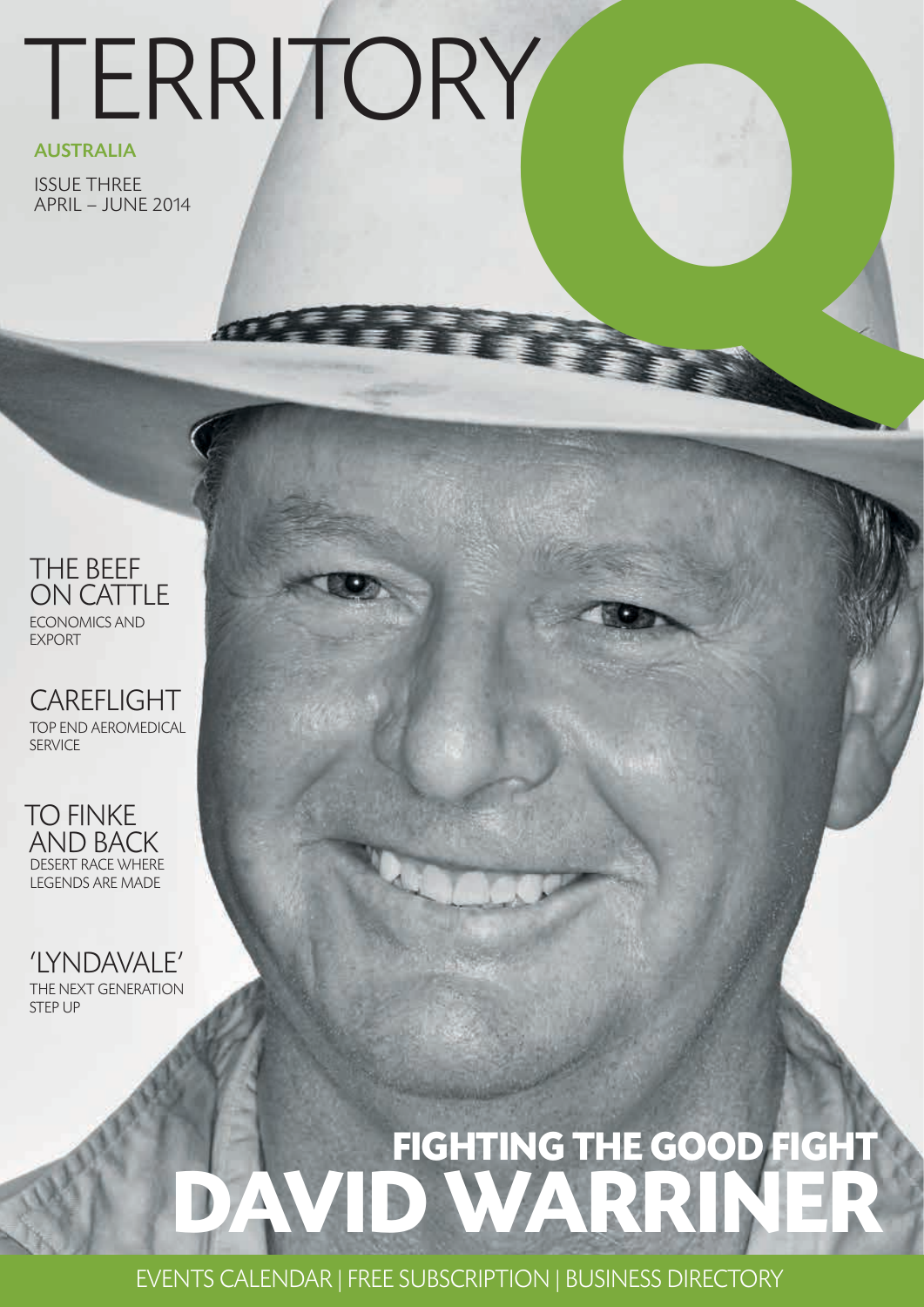# TERRITORY Q

**AUSTRALIA**

ISSUE THREE
APRIL – JUNE 2014

## THE BEEF ON CATTLE
ECONOMICS AND EXPORT

## CAREFLIGHT
TOP END AEROMEDICAL SERVICE

## TO FINKE AND BACK
DESERT RACE WHERE LEGENDS ARE MADE

## 'LYNDAVALE'
THE NEXT GENERATION STEP UP

## FIGHTING THE GOOD FIGHT
# DAVID WARRINER

EVENTS CALENDAR | FREE SUBSCRIPTION | BUSINESS DIRECTORY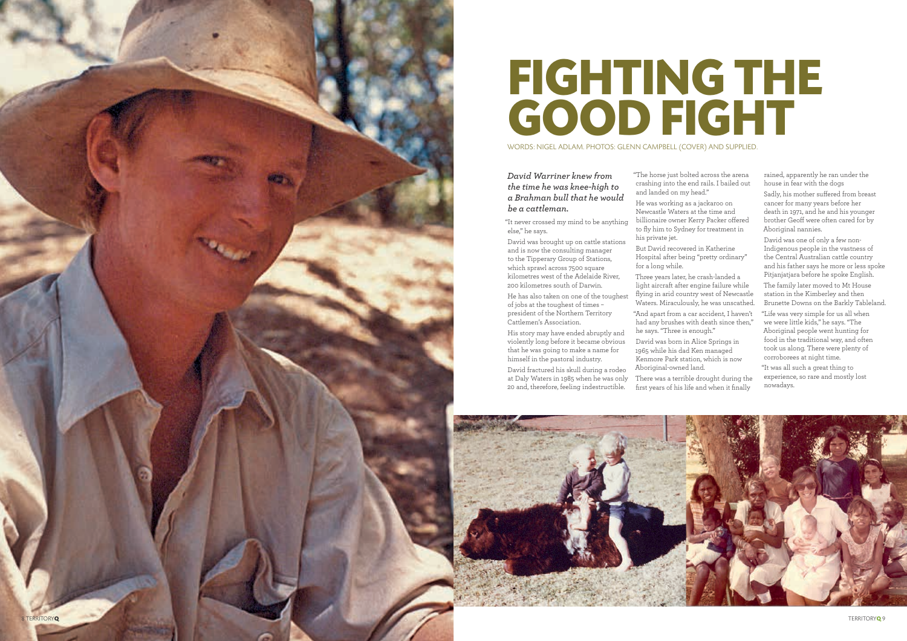# FIGHTING THE GOOD FIGHT

WORDS: NIGEL ADLAM. PHOTOS: GLENN CAMPBELL (COVER) AND SUPPLIED.

***David Warriner knew from the time he was knee-high to a Brahman bull that he would be a cattleman.***

"It never crossed my mind to be anything else," he says.

David was brought up on cattle stations and is now the consulting manager to the Tipperary Group of Stations, which sprawl across 7500 square kilometres west of the Adelaide River, 200 kilometres south of Darwin.

He has also taken on one of the toughest of jobs at the toughest of times – president of the Northern Territory Cattlemen's Association.

His story may have ended abruptly and violently long before it became obvious that he was going to make a name for himself in the pastoral industry.

David fractured his skull during a rodeo at Daly Waters in 1985 when he was only 20 and, therefore, feeling indestructible.

"The horse just bolted across the arena crashing into the end rails. I bailed out and landed on my head."

He was working as a jackaroo on Newcastle Waters at the time and billionaire owner Kerry Packer offered to fly him to Sydney for treatment in his private jet.

But David recovered in Katherine Hospital after being "pretty ordinary" for a long while.

Three years later, he crash-landed a light aircraft after engine failure while flying in arid country west of Newcastle Waters. Miraculously, he was unscathed.

"And apart from a car accident, I haven't had any brushes with death since then," he says. "Three is enough."

David was born in Alice Springs in 1965 while his dad Ken managed Kenmore Park station, which is now Aboriginal-owned land.

There was a terrible drought during the first years of his life and when it finally rained, apparently he ran under the house in fear with the dogs

Sadly, his mother suffered from breast cancer for many years before her death in 1971, and he and his younger brother Geoff were often cared for by Aboriginal nannies.

David was one of only a few non-Indigenous people in the vastness of the Central Australian cattle country and his father says he more or less spoke Pitjanjatjara before he spoke English.

The family later moved to Mt House station in the Kimberley and then Brunette Downs on the Barkly Tableland.

"Life was very simple for us all when we were little kids," he says. "The Aboriginal people went hunting for food in the traditional way, and often took us along. There were plenty of corroborees at night time.

"It was all such a great thing to experience, so rare and mostly lost nowadays.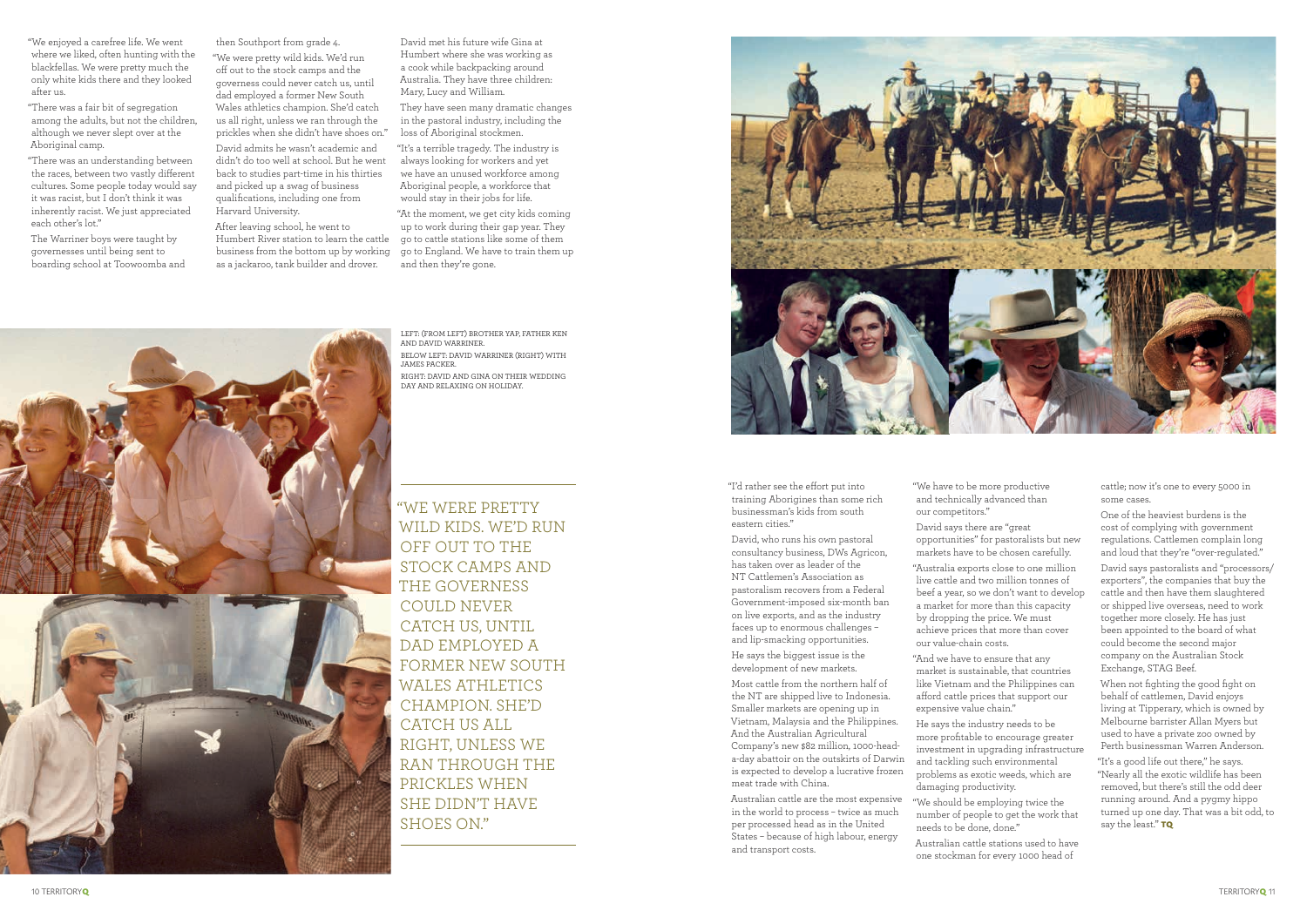"We enjoyed a carefree life. We went where we liked, often hunting with the blackfellas. We were pretty much the only white kids there and they looked after us.

"There was a fair bit of segregation among the adults, but not the children, although we never slept over at the Aboriginal camp.

"There was an understanding between the races, between two vastly different cultures. Some people today would say it was racist, but I don't think it was inherently racist. We just appreciated each other's lot."

The Warriner boys were taught by governesses until being sent to boarding school at Toowoomba and then Southport from grade 4.

"We were pretty wild kids. We'd run off out to the stock camps and the governess could never catch us, until dad employed a former New South Wales athletics champion. She'd catch us all right, unless we ran through the prickles when she didn't have shoes on."

David admits he wasn't academic and didn't do too well at school. But he went back to studies part-time in his thirties and picked up a swag of business qualifications, including one from Harvard University.

After leaving school, he went to Humbert River station to learn the cattle business from the bottom up by working as a jackaroo, tank builder and drover.

David met his future wife Gina at Humbert where she was working as a cook while backpacking around Australia. They have three children: Mary, Lucy and William.

They have seen many dramatic changes in the pastoral industry, including the loss of Aboriginal stockmen.

"It's a terrible tragedy. The industry is always looking for workers and yet we have an unused workforce among Aboriginal people, a workforce that would stay in their jobs for life.

"At the moment, we get city kids coming up to work during their gap year. They go to cattle stations like some of them go to England. We have to train them up and then they're gone.

LEFT: (FROM LEFT) BROTHER YAP, FATHER KEN AND DAVID WARRINER.

BELOW LEFT: DAVID WARRINER (RIGHT) WITH JAMES PACKER.

RIGHT: DAVID AND GINA ON THEIR WEDDING DAY AND RELAXING ON HOLIDAY.

"WE WERE PRETTY WILD KIDS. WE'D RUN OFF OUT TO THE STOCK CAMPS AND THE GOVERNESS COULD NEVER CATCH US, UNTIL DAD EMPLOYED A FORMER NEW SOUTH WALES ATHLETICS CHAMPION. SHE'D CATCH US ALL RIGHT, UNLESS WE RAN THROUGH THE PRICKLES WHEN SHE DIDN'T HAVE SHOES ON."

"I'd rather see the effort put into training Aborigines than some rich businessman's kids from south eastern cities."

David, who runs his own pastoral consultancy business, DWs Agricon, has taken over as leader of the NT Cattlemen's Association as pastoralism recovers from a Federal Government-imposed six-month ban on live exports, and as the industry faces up to enormous challenges – and lip-smacking opportunities.

He says the biggest issue is the development of new markets.

Most cattle from the northern half of the NT are shipped live to Indonesia. Smaller markets are opening up in Vietnam, Malaysia and the Philippines. And the Australian Agricultural Company's new $82 million, 1000-head-a-day abattoir on the outskirts of Darwin is expected to develop a lucrative frozen meat trade with China.

Australian cattle are the most expensive in the world to process – twice as much per processed head as in the United States – because of high labour, energy and transport costs.

"We have to be more productive and technically advanced than our competitors."

David says there are "great opportunities" for pastoralists but new markets have to be chosen carefully.

"Australia exports close to one million live cattle and two million tonnes of beef a year, so we don't want to develop a market for more than this capacity by dropping the price. We must achieve prices that more than cover our value-chain costs.

"And we have to ensure that any market is sustainable, that countries like Vietnam and the Philippines can afford cattle prices that support our expensive value chain."

He says the industry needs to be more profitable to encourage greater investment in upgrading infrastructure and tackling such environmental problems as exotic weeds, which are damaging productivity.

"We should be employing twice the number of people to get the work that needs to be done, done."

Australian cattle stations used to have one stockman for every 1000 head of cattle; now it's one to every 5000 in some cases.

One of the heaviest burdens is the cost of complying with government regulations. Cattlemen complain long and loud that they're "over-regulated."

David says pastoralists and "processors/exporters", the companies that buy the cattle and then have them slaughtered or shipped live overseas, need to work together more closely. He has just been appointed to the board of what could become the second major company on the Australian Stock Exchange, STAG Beef.

When not fighting the good fight on behalf of cattlemen, David enjoys living at Tipperary, which is owned by Melbourne barrister Allan Myers but used to have a private zoo owned by Perth businessman Warren Anderson.

"It's a good life out there," he says. "Nearly all the exotic wildlife has been removed, but there's still the odd deer running around. And a pygmy hippo turned up one day. That was a bit odd, to say the least." TQ